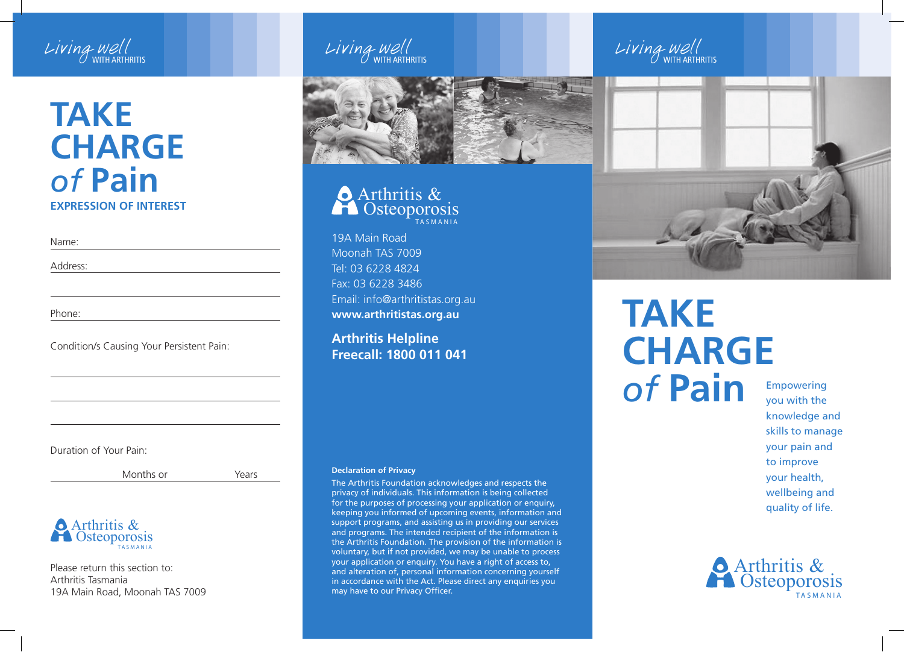Living well WITH ARTHRITIS

# TAKE CHARGE *of* Pain

## EXPRESSION OF INTEREST

Name:

Address:

Phone:

Condition/s Causing Your Persistent Pain:

Duration of Your Pain:

Months or Years

Arthritis & Osteoporosis TASMANIA

Please return this section to:
Arthritis Tasmania
19A Main Road, Moonah TAS 7009

Living well WITH ARTHRITIS

Arthritis & Osteoporosis TASMANIA

19A Main Road
Moonah TAS 7009
Tel: 03 6228 4824
Fax: 03 6228 3486
Email: info@arthritistas.org.au
**www.arthritistas.org.au**

**Arthritis Helpline**
**Freecall: 1800 011 041**

**Declaration of Privacy**

The Arthritis Foundation acknowledges and respects the privacy of individuals. This information is being collected for the purposes of processing your application or enquiry, keeping you informed of upcoming events, information and support programs, and assisting us in providing our services and programs. The intended recipient of the information is the Arthritis Foundation. The provision of the information is voluntary, but if not provided, we may be unable to process your application or enquiry. You have a right of access to, and alteration of, personal information concerning yourself in accordance with the Act. Please direct any enquiries you may have to our Privacy Officer.

Living well WITH ARTHRITIS

# TAKE CHARGE *of* Pain

Empowering you with the knowledge and skills to manage your pain and to improve your health, wellbeing and quality of life.

Arthritis & Osteoporosis TASMANIA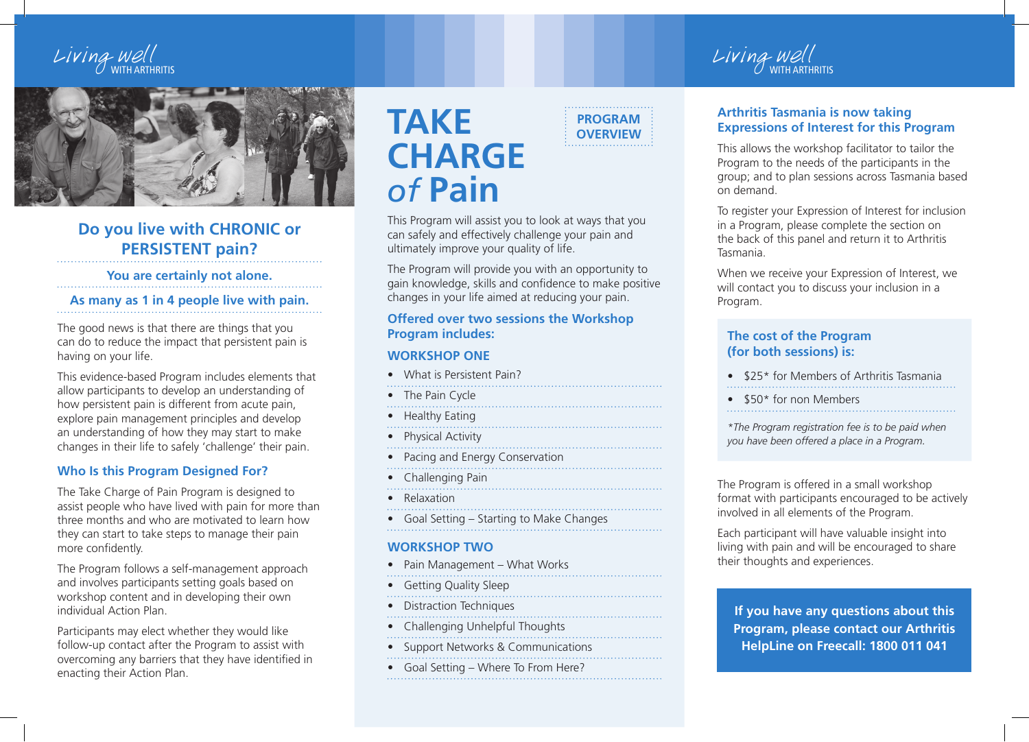Living well WITH ARTHRITIS

## Do you live with CHRONIC or PERSISTENT pain?

**You are certainly not alone.**

**As many as 1 in 4 people live with pain.**

The good news is that there are things that you can do to reduce the impact that persistent pain is having on your life.

This evidence-based Program includes elements that allow participants to develop an understanding of how persistent pain is different from acute pain, explore pain management principles and develop an understanding of how they may start to make changes in their life to safely 'challenge' their pain.

### Who Is this Program Designed For?

The Take Charge of Pain Program is designed to assist people who have lived with pain for more than three months and who are motivated to learn how they can start to take steps to manage their pain more confidently.

The Program follows a self-management approach and involves participants setting goals based on workshop content and in developing their own individual Action Plan.

Participants may elect whether they would like follow-up contact after the Program to assist with overcoming any barriers that they have identified in enacting their Action Plan.

# TAKE CHARGE *of* Pain

**PROGRAM OVERVIEW**

This Program will assist you to look at ways that you can safely and effectively challenge your pain and ultimately improve your quality of life.

The Program will provide you with an opportunity to gain knowledge, skills and confidence to make positive changes in your life aimed at reducing your pain.

### Offered over two sessions the Workshop Program includes:

#### WORKSHOP ONE

- What is Persistent Pain?
- The Pain Cycle
- Healthy Eating
- Physical Activity
- Pacing and Energy Conservation
- Challenging Pain
- Relaxation
- Goal Setting – Starting to Make Changes

#### WORKSHOP TWO

- Pain Management – What Works
- Getting Quality Sleep
- Distraction Techniques
- Challenging Unhelpful Thoughts
- Support Networks & Communications
- Goal Setting – Where To From Here?

Living well WITH ARTHRITIS

### Arthritis Tasmania is now taking Expressions of Interest for this Program

This allows the workshop facilitator to tailor the Program to the needs of the participants in the group; and to plan sessions across Tasmania based on demand.

To register your Expression of Interest for inclusion in a Program, please complete the section on the back of this panel and return it to Arthritis Tasmania.

When we receive your Expression of Interest, we will contact you to discuss your inclusion in a Program.

### The cost of the Program (for both sessions) is:

- $25* for Members of Arthritis Tasmania
- $50* for non Members

*\*The Program registration fee is to be paid when you have been offered a place in a Program.*

The Program is offered in a small workshop format with participants encouraged to be actively involved in all elements of the Program.

Each participant will have valuable insight into living with pain and will be encouraged to share their thoughts and experiences.

**If you have any questions about this Program, please contact our Arthritis HelpLine on Freecall: 1800 011 041**